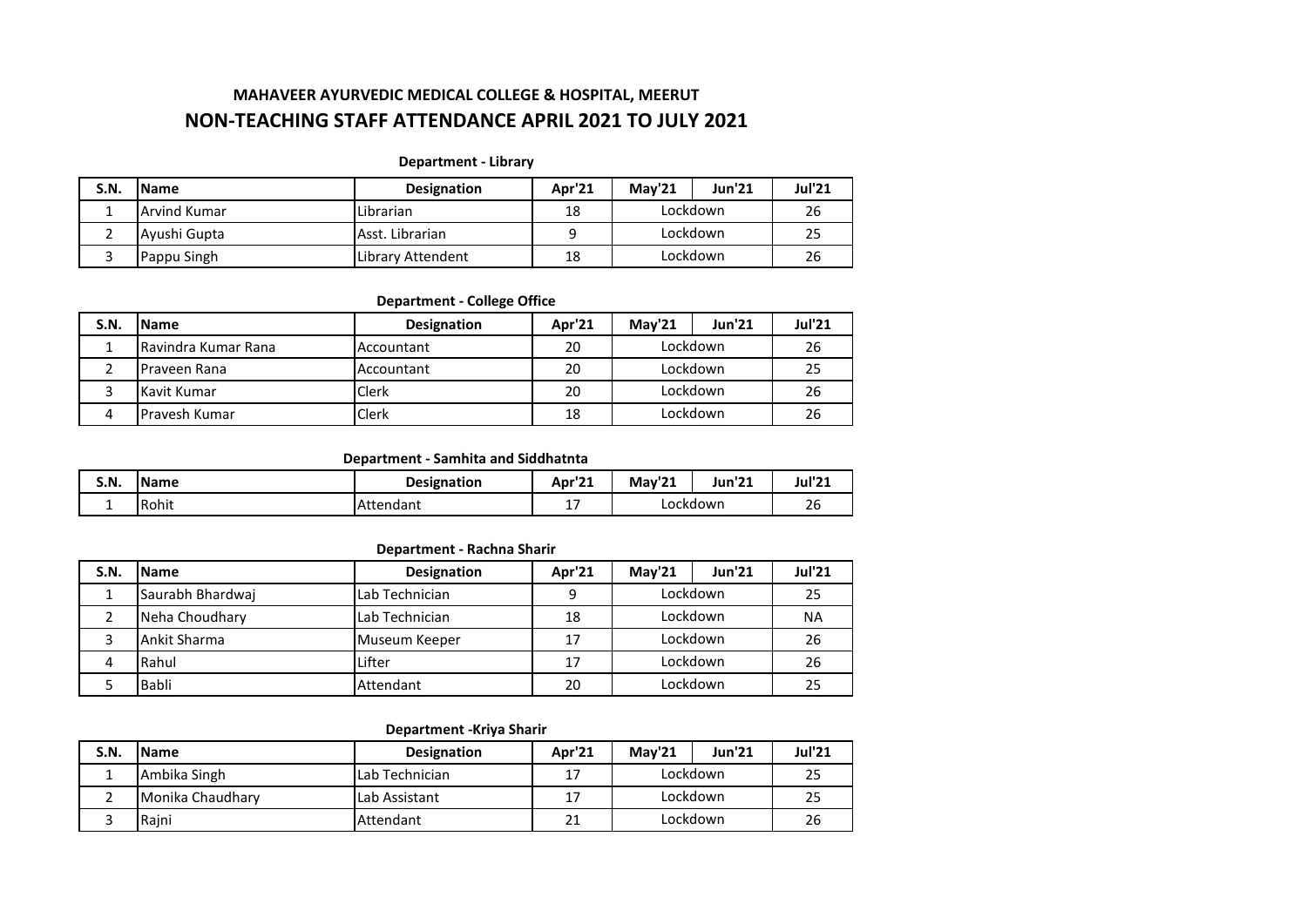# MAHAVEER AYURVEDIC MEDICAL COLLEGE & HOSPITAL, MEERUT

## NON-TEACHING STAFF ATTENDANCE APRIL 2021 TO JULY 2021

**Department - Library**

| S.N. | Name | Designation | Apr'21 | May'21 | Jun'21 | Jul'21 |
|---|---|---|---|---|---|---|
| 1 | Arvind Kumar | Librarian | 18 | Lockdown | | 26 |
| 2 | Ayushi Gupta | Asst. Librarian | 9 | Lockdown | | 25 |
| 3 | Pappu Singh | Library Attendent | 18 | Lockdown | | 26 |

**Department - College Office**

| S.N. | Name | Designation | Apr'21 | May'21 | Jun'21 | Jul'21 |
|---|---|---|---|---|---|---|
| 1 | Ravindra Kumar Rana | Accountant | 20 | Lockdown | | 26 |
| 2 | Praveen Rana | Accountant | 20 | Lockdown | | 25 |
| 3 | Kavit Kumar | Clerk | 20 | Lockdown | | 26 |
| 4 | Pravesh Kumar | Clerk | 18 | Lockdown | | 26 |

**Department - Samhita and Siddhatnta**

| S.N. | Name | Designation | Apr'21 | May'21 | Jun'21 | Jul'21 |
|---|---|---|---|---|---|---|
| 1 | Rohit | Attendant | 17 | Lockdown | | 26 |

**Department - Rachna Sharir**

| S.N. | Name | Designation | Apr'21 | May'21 | Jun'21 | Jul'21 |
|---|---|---|---|---|---|---|
| 1 | Saurabh Bhardwaj | Lab Technician | 9 | Lockdown | | 25 |
| 2 | Neha Choudhary | Lab Technician | 18 | Lockdown | | NA |
| 3 | Ankit Sharma | Museum Keeper | 17 | Lockdown | | 26 |
| 4 | Rahul | Lifter | 17 | Lockdown | | 26 |
| 5 | Babli | Attendant | 20 | Lockdown | | 25 |

**Department -Kriya Sharir**

| S.N. | Name | Designation | Apr'21 | May'21 | Jun'21 | Jul'21 |
|---|---|---|---|---|---|---|
| 1 | Ambika Singh | Lab Technician | 17 | Lockdown | | 25 |
| 2 | Monika Chaudhary | Lab Assistant | 17 | Lockdown | | 25 |
| 3 | Rajni | Attendant | 21 | Lockdown | | 26 |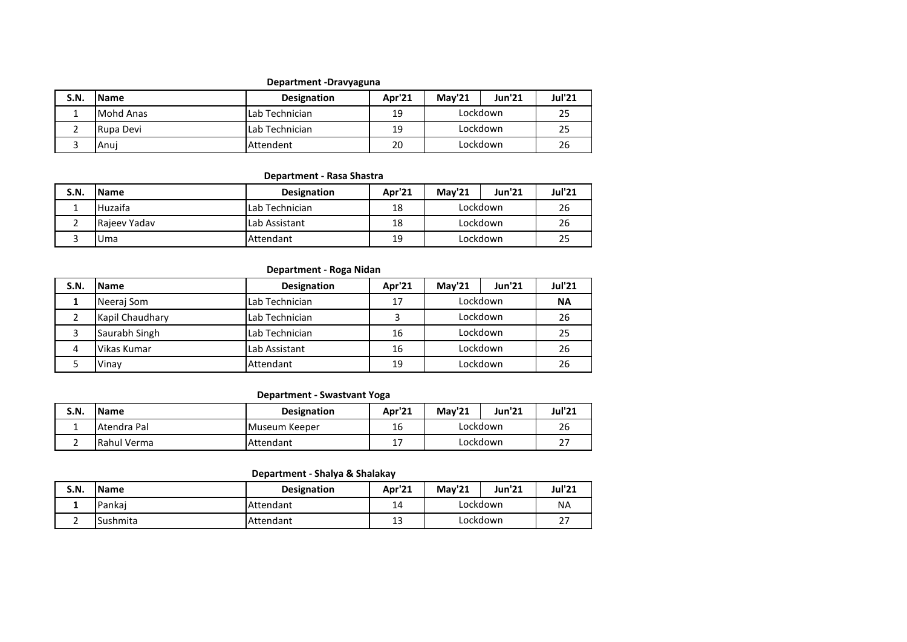**Department -Dravyaguna**

| S.N. | Name | Designation | Apr'21 | May'21 | Jun'21 | Jul'21 |
|---|---|---|---|---|---|---|
| 1 | Mohd Anas | Lab Technician | 19 | Lockdown | | 25 |
| 2 | Rupa Devi | Lab Technician | 19 | Lockdown | | 25 |
| 3 | Anuj | Attendent | 20 | Lockdown | | 26 |

**Department - Rasa Shastra**

| S.N. | Name | Designation | Apr'21 | May'21 | Jun'21 | Jul'21 |
|---|---|---|---|---|---|---|
| 1 | Huzaifa | Lab Technician | 18 | Lockdown | | 26 |
| 2 | Rajeev Yadav | Lab Assistant | 18 | Lockdown | | 26 |
| 3 | Uma | Attendant | 19 | Lockdown | | 25 |

**Department - Roga Nidan**

| S.N. | Name | Designation | Apr'21 | May'21 | Jun'21 | Jul'21 |
|---|---|---|---|---|---|---|
| **1** | Neeraj Som | Lab Technician | 17 | Lockdown | | **NA** |
| 2 | Kapil Chaudhary | Lab Technician | 3 | Lockdown | | 26 |
| 3 | Saurabh Singh | Lab Technician | 16 | Lockdown | | 25 |
| 4 | Vikas Kumar | Lab Assistant | 16 | Lockdown | | 26 |
| 5 | Vinay | Attendant | 19 | Lockdown | | 26 |

**Department - Swastvant Yoga**

| S.N. | Name | Designation | Apr'21 | May'21 | Jun'21 | Jul'21 |
|---|---|---|---|---|---|---|
| 1 | Atendra Pal | Museum Keeper | 16 | Lockdown | | 26 |
| 2 | Rahul Verma | Attendant | 17 | Lockdown | | 27 |

**Department - Shalya & Shalakay**

| S.N. | Name | Designation | Apr'21 | May'21 | Jun'21 | Jul'21 |
|---|---|---|---|---|---|---|
| **1** | Pankaj | Attendant | 14 | Lockdown | | NA |
| 2 | Sushmita | Attendant | 13 | Lockdown | | 27 |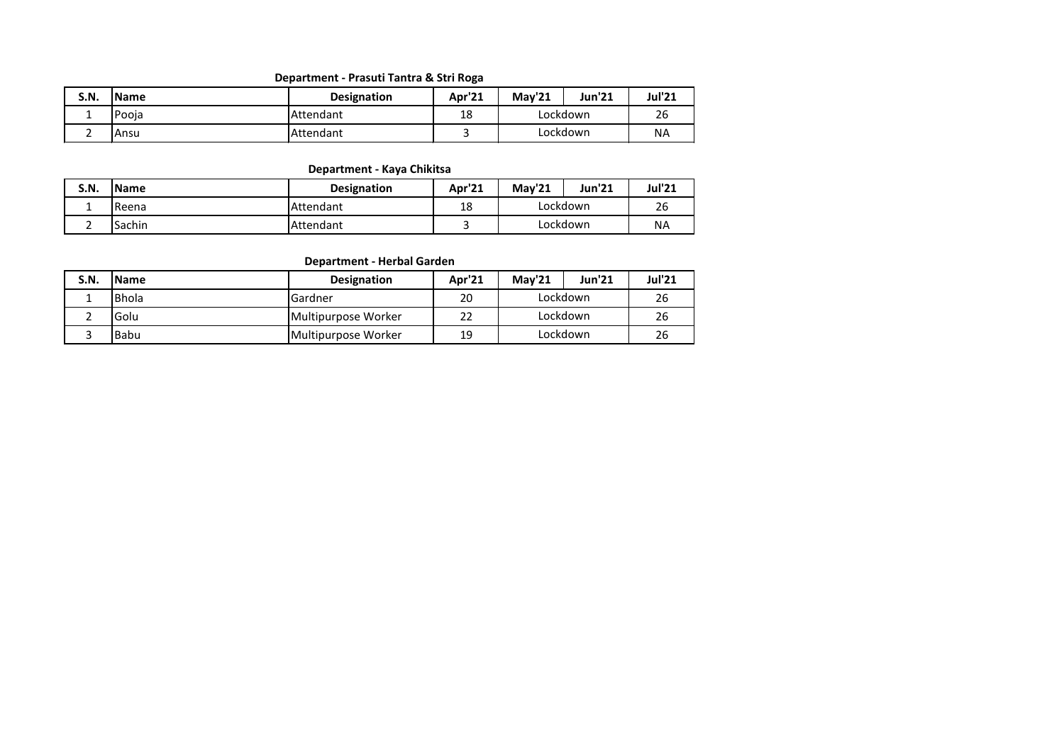**Department - Prasuti Tantra & Stri Roga**

| S.N. | Name | Designation | Apr'21 | May'21 | Jun'21 | Jul'21 |
|---|---|---|---|---|---|---|
| 1 | Pooja | Attendant | 18 | Lockdown | | 26 |
| 2 | Ansu | Attendant | 3 | Lockdown | | NA |

**Department - Kaya Chikitsa**

| S.N. | Name | Designation | Apr'21 | May'21 | Jun'21 | Jul'21 |
|---|---|---|---|---|---|---|
| 1 | Reena | Attendant | 18 | Lockdown | | 26 |
| 2 | Sachin | Attendant | 3 | Lockdown | | NA |

**Department - Herbal Garden**

| S.N. | Name | Designation | Apr'21 | May'21 | Jun'21 | Jul'21 |
|---|---|---|---|---|---|---|
| 1 | Bhola | Gardner | 20 | Lockdown | | 26 |
| 2 | Golu | Multipurpose Worker | 22 | Lockdown | | 26 |
| 3 | Babu | Multipurpose Worker | 19 | Lockdown | | 26 |